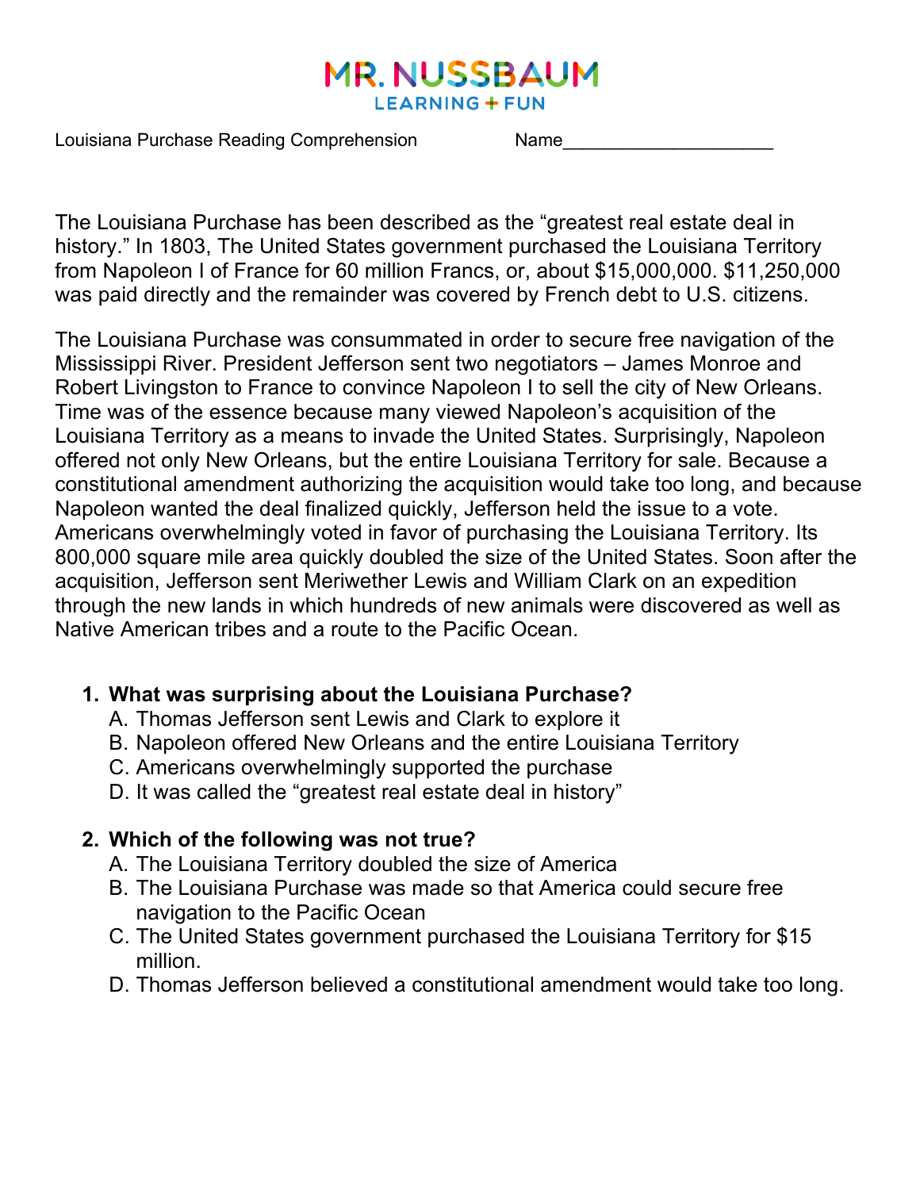MR. NUSSBAUM
LEARNING + FUN

Louisiana Purchase Reading Comprehension Name____________________

The Louisiana Purchase has been described as the "greatest real estate deal in history." In 1803, The United States government purchased the Louisiana Territory from Napoleon I of France for 60 million Francs, or, about $15,000,000. $11,250,000 was paid directly and the remainder was covered by French debt to U.S. citizens.

The Louisiana Purchase was consummated in order to secure free navigation of the Mississippi River. President Jefferson sent two negotiators – James Monroe and Robert Livingston to France to convince Napoleon I to sell the city of New Orleans. Time was of the essence because many viewed Napoleon's acquisition of the Louisiana Territory as a means to invade the United States. Surprisingly, Napoleon offered not only New Orleans, but the entire Louisiana Territory for sale. Because a constitutional amendment authorizing the acquisition would take too long, and because Napoleon wanted the deal finalized quickly, Jefferson held the issue to a vote. Americans overwhelmingly voted in favor of purchasing the Louisiana Territory. Its 800,000 square mile area quickly doubled the size of the United States. Soon after the acquisition, Jefferson sent Meriwether Lewis and William Clark on an expedition through the new lands in which hundreds of new animals were discovered as well as Native American tribes and a route to the Pacific Ocean.

1. **What was surprising about the Louisiana Purchase?**
   A. Thomas Jefferson sent Lewis and Clark to explore it
   B. Napoleon offered New Orleans and the entire Louisiana Territory
   C. Americans overwhelmingly supported the purchase
   D. It was called the "greatest real estate deal in history"

2. **Which of the following was not true?**
   A. The Louisiana Territory doubled the size of America
   B. The Louisiana Purchase was made so that America could secure free navigation to the Pacific Ocean
   C. The United States government purchased the Louisiana Territory for $15 million.
   D. Thomas Jefferson believed a constitutional amendment would take too long.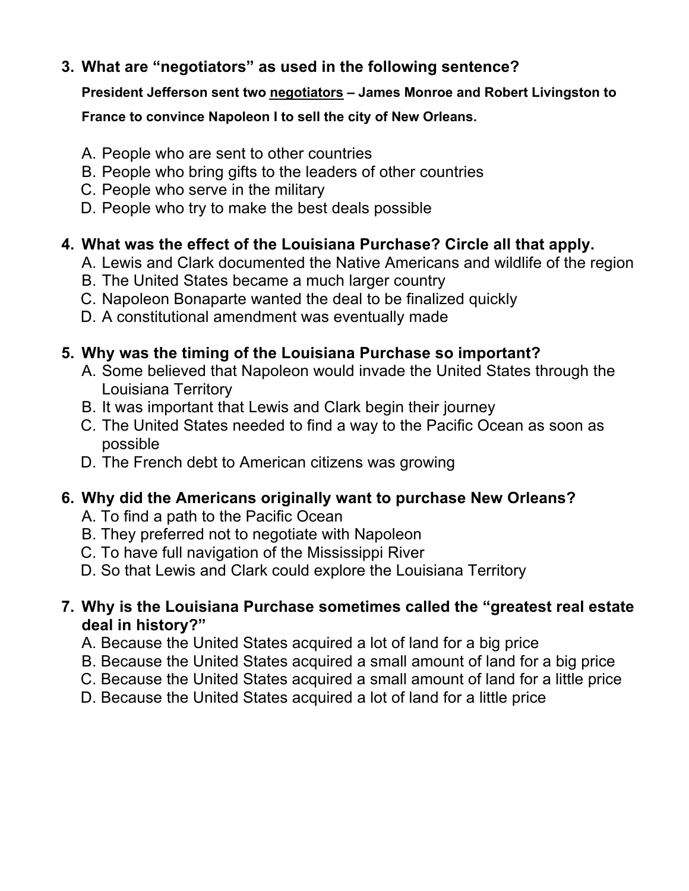**3. What are "negotiators" as used in the following sentence?**

**President Jefferson sent two <u>negotiators</u> – James Monroe and Robert Livingston to France to convince Napoleon I to sell the city of New Orleans.**

A. People who are sent to other countries
B. People who bring gifts to the leaders of other countries
C. People who serve in the military
D. People who try to make the best deals possible

**4. What was the effect of the Louisiana Purchase? Circle all that apply.**

A. Lewis and Clark documented the Native Americans and wildlife of the region
B. The United States became a much larger country
C. Napoleon Bonaparte wanted the deal to be finalized quickly
D. A constitutional amendment was eventually made

**5. Why was the timing of the Louisiana Purchase so important?**

A. Some believed that Napoleon would invade the United States through the Louisiana Territory
B. It was important that Lewis and Clark begin their journey
C. The United States needed to find a way to the Pacific Ocean as soon as possible
D. The French debt to American citizens was growing

**6. Why did the Americans originally want to purchase New Orleans?**

A. To find a path to the Pacific Ocean
B. They preferred not to negotiate with Napoleon
C. To have full navigation of the Mississippi River
D. So that Lewis and Clark could explore the Louisiana Territory

**7. Why is the Louisiana Purchase sometimes called the "greatest real estate deal in history?"**

A. Because the United States acquired a lot of land for a big price
B. Because the United States acquired a small amount of land for a big price
C. Because the United States acquired a small amount of land for a little price
D. Because the United States acquired a lot of land for a little price